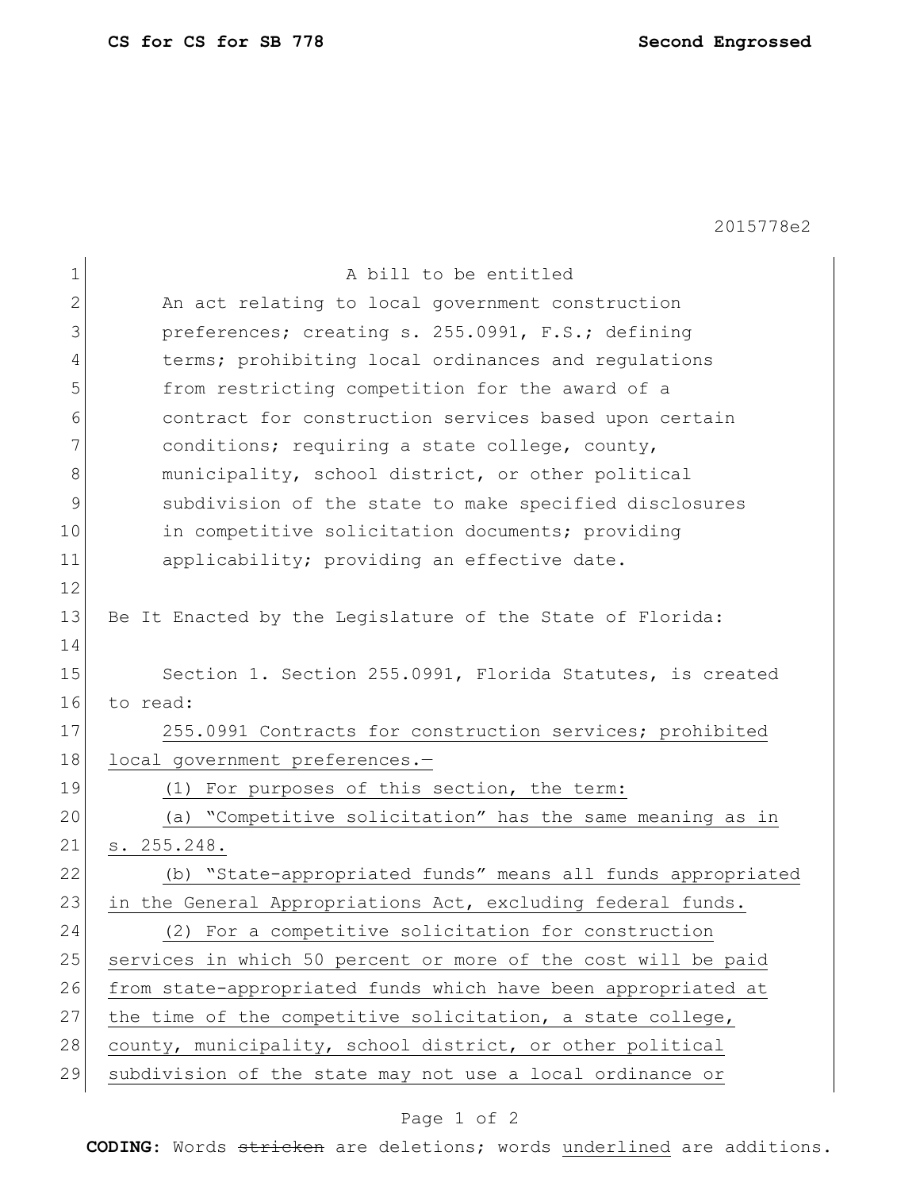2015778e2

A bill to be entitled

An act relating to local government construction preferences; creating s. 255.0991, F.S.; defining terms; prohibiting local ordinances and regulations from restricting competition for the award of a contract for construction services based upon certain conditions; requiring a state college, county, municipality, school district, or other political subdivision of the state to make specified disclosures in competitive solicitation documents; providing applicability; providing an effective date.

Be It Enacted by the Legislature of the State of Florida:

Section 1. Section 255.0991, Florida Statutes, is created to read:

255.0991 Contracts for construction services; prohibited local government preferences.—

(1) For purposes of this section, the term:

(a) "Competitive solicitation" has the same meaning as in s. 255.248.

(b) "State-appropriated funds" means all funds appropriated in the General Appropriations Act, excluding federal funds.

(2) For a competitive solicitation for construction services in which 50 percent or more of the cost will be paid from state-appropriated funds which have been appropriated at the time of the competitive solicitation, a state college, county, municipality, school district, or other political subdivision of the state may not use a local ordinance or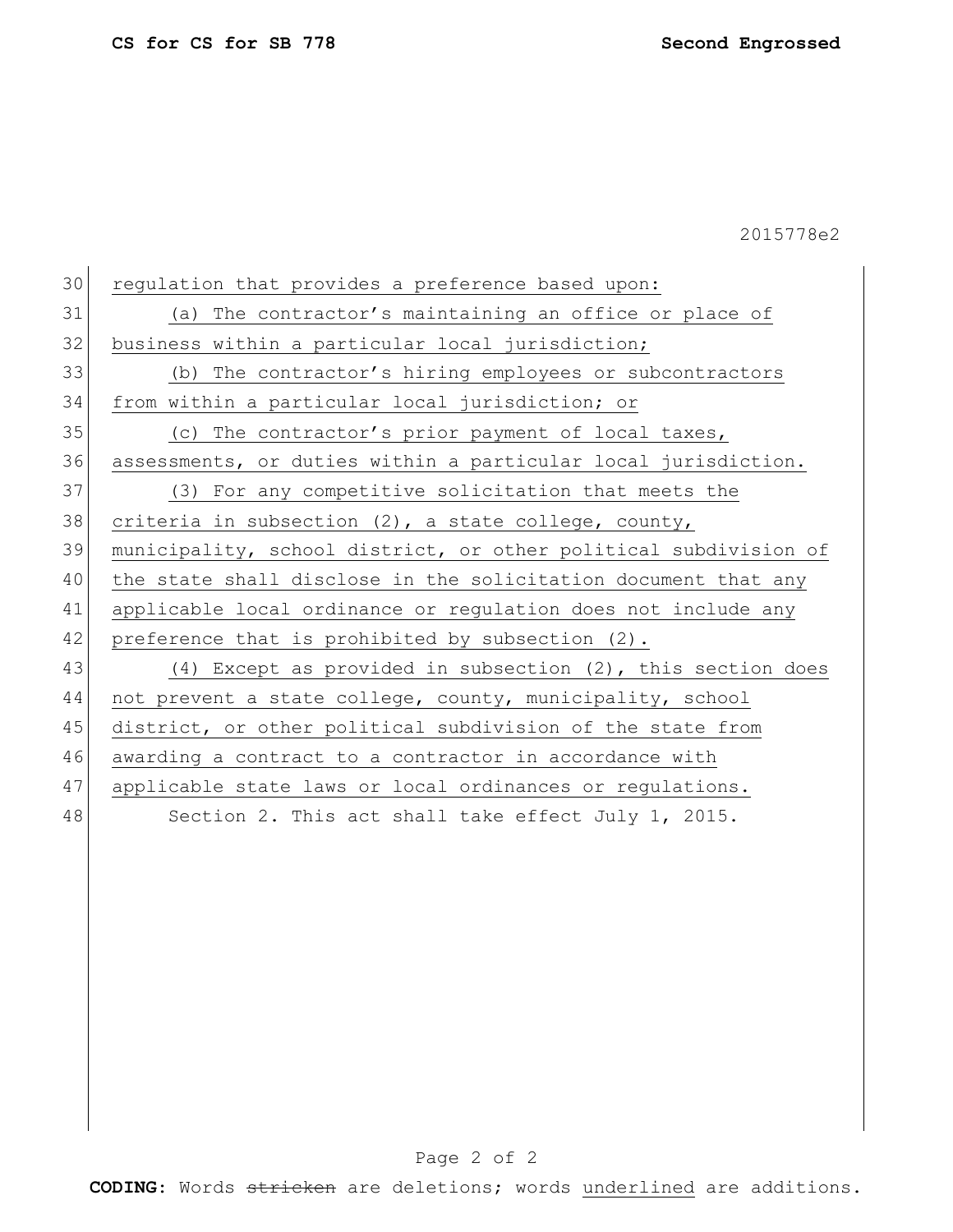regulation that provides a preference based upon:

(a) The contractor's maintaining an office or place of business within a particular local jurisdiction;

(b) The contractor's hiring employees or subcontractors from within a particular local jurisdiction; or

(c) The contractor's prior payment of local taxes, assessments, or duties within a particular local jurisdiction.

(3) For any competitive solicitation that meets the criteria in subsection (2), a state college, county, municipality, school district, or other political subdivision of the state shall disclose in the solicitation document that any applicable local ordinance or regulation does not include any preference that is prohibited by subsection (2).

(4) Except as provided in subsection (2), this section does not prevent a state college, county, municipality, school district, or other political subdivision of the state from awarding a contract to a contractor in accordance with applicable state laws or local ordinances or regulations.

Section 2. This act shall take effect July 1, 2015.